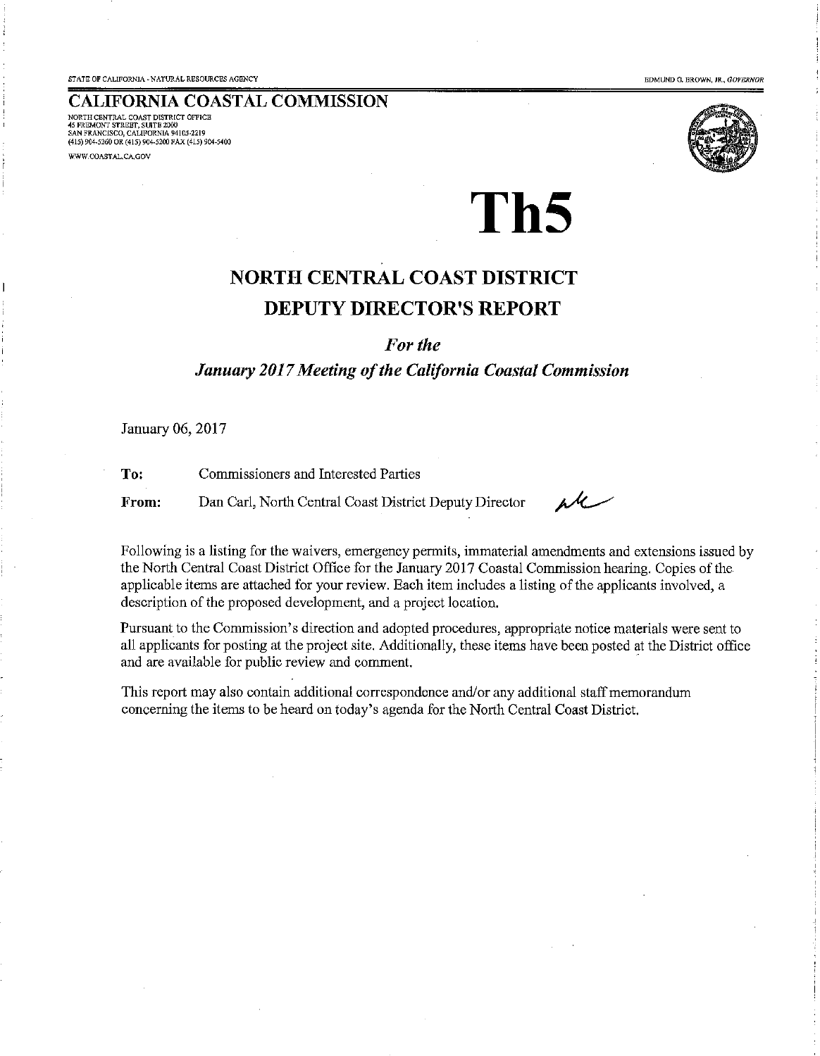STATE OF CALIFORNIA - NATURAL RESOURCES AGENCY

EDMUND G. BROWN, JR., *GOVERNOR*

## CALIFORNIA COASTAL COMMISSION

NORTH CENTRAL COAST DISTRICT OFFICE
45 FREMONT STREET, SUITE 2000
SAN FRANCISCO, CALIFORNIA 94105-2219
(415) 904-5260 OR (415) 904-5200 FAX (415) 904-5400

WWW.COASTAL.CA.GOV

# Th5

## NORTH CENTRAL COAST DISTRICT DEPUTY DIRECTOR'S REPORT

***For the***

***January 2017 Meeting of the California Coastal Commission***

January 06, 2017

**To:** Commissioners and Interested Parties

**From:** Dan Carl, North Central Coast District Deputy Director

Following is a listing for the waivers, emergency permits, immaterial amendments and extensions issued by the North Central Coast District Office for the January 2017 Coastal Commission hearing. Copies of the applicable items are attached for your review. Each item includes a listing of the applicants involved, a description of the proposed development, and a project location.

Pursuant to the Commission's direction and adopted procedures, appropriate notice materials were sent to all applicants for posting at the project site. Additionally, these items have been posted at the District office and are available for public review and comment.

This report may also contain additional correspondence and/or any additional staff memorandum concerning the items to be heard on today's agenda for the North Central Coast District.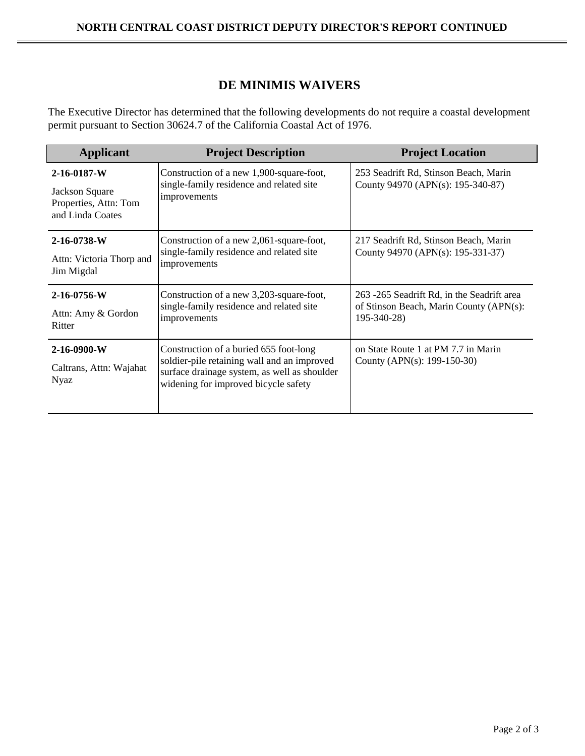## DE MINIMIS WAIVERS

The Executive Director has determined that the following developments do not require a coastal development permit pursuant to Section 30624.7 of the California Coastal Act of 1976.

| Applicant | Project Description | Project Location |
|---|---|---|
| **2-16-0187-W** Jackson Square Properties, Attn: Tom and Linda Coates | Construction of a new 1,900-square-foot, single-family residence and related site improvements | 253 Seadrift Rd, Stinson Beach, Marin County 94970 (APN(s): 195-340-87) |
| **2-16-0738-W** Attn: Victoria Thorp and Jim Migdal | Construction of a new 2,061-square-foot, single-family residence and related site improvements | 217 Seadrift Rd, Stinson Beach, Marin County 94970 (APN(s): 195-331-37) |
| **2-16-0756-W** Attn: Amy & Gordon Ritter | Construction of a new 3,203-square-foot, single-family residence and related site improvements | 263 -265 Seadrift Rd, in the Seadrift area of Stinson Beach, Marin County (APN(s): 195-340-28) |
| **2-16-0900-W** Caltrans, Attn: Wajahat Nyaz | Construction of a buried 655 foot-long soldier-pile retaining wall and an improved surface drainage system, as well as shoulder widening for improved bicycle safety | on State Route 1 at PM 7.7 in Marin County (APN(s): 199-150-30) |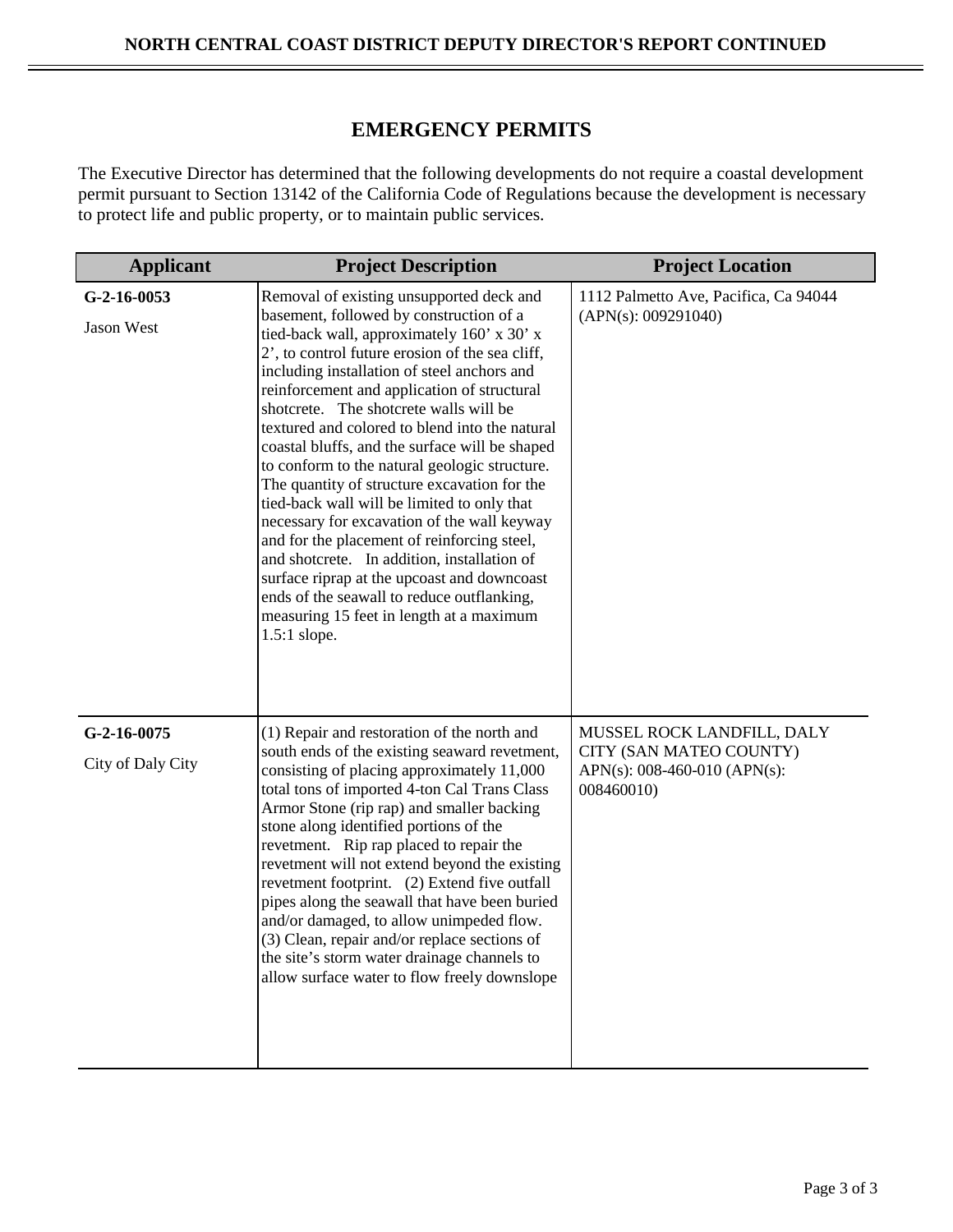NORTH CENTRAL COAST DISTRICT DEPUTY DIRECTOR'S REPORT CONTINUED

## EMERGENCY PERMITS

The Executive Director has determined that the following developments do not require a coastal development permit pursuant to Section 13142 of the California Code of Regulations because the development is necessary to protect life and public property, or to maintain public services.

| Applicant | Project Description | Project Location |
|---|---|---|
| **G-2-16-0053**<br><br>Jason West | Removal of existing unsupported deck and basement, followed by construction of a tied-back wall, approximately 160' x 30' x 2', to control future erosion of the sea cliff, including installation of steel anchors and reinforcement and application of structural shotcrete. The shotcrete walls will be textured and colored to blend into the natural coastal bluffs, and the surface will be shaped to conform to the natural geologic structure. The quantity of structure excavation for the tied-back wall will be limited to only that necessary for excavation of the wall keyway and for the placement of reinforcing steel, and shotcrete. In addition, installation of surface riprap at the upcoast and downcoast ends of the seawall to reduce outflanking, measuring 15 feet in length at a maximum 1.5:1 slope. | 1112 Palmetto Ave, Pacifica, Ca 94044 (APN(s): 009291040) |
| **G-2-16-0075**<br><br>City of Daly City | (1) Repair and restoration of the north and south ends of the existing seaward revetment, consisting of placing approximately 11,000 total tons of imported 4-ton Cal Trans Class Armor Stone (rip rap) and smaller backing stone along identified portions of the revetment. Rip rap placed to repair the revetment will not extend beyond the existing revetment footprint. (2) Extend five outfall pipes along the seawall that have been buried and/or damaged, to allow unimpeded flow. (3) Clean, repair and/or replace sections of the site's storm water drainage channels to allow surface water to flow freely downslope | MUSSEL ROCK LANDFILL, DALY CITY (SAN MATEO COUNTY) APN(s): 008-460-010 (APN(s): 008460010) |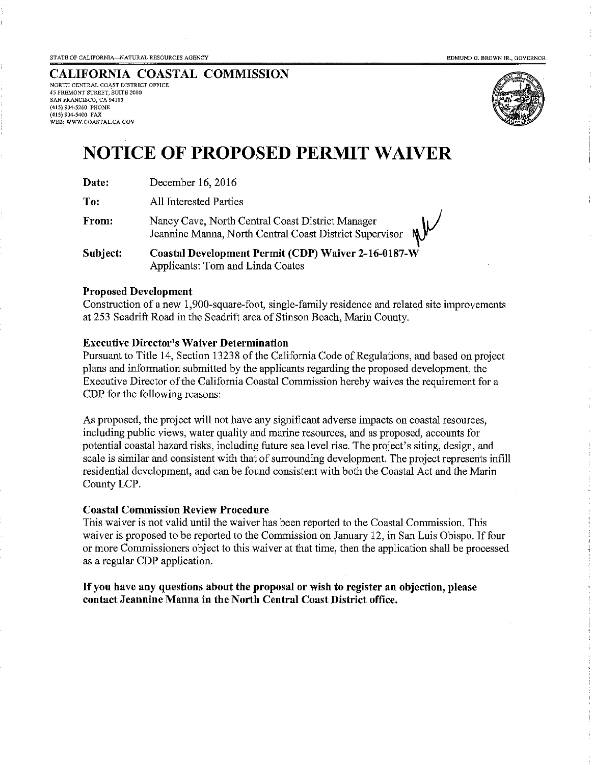STATE OF CALIFORNIA—NATURAL RESOURCES AGENCY

EDMUND G. BROWN JR., GOVERNOR

**CALIFORNIA COASTAL COMMISSION**
NORTH CENTRAL COAST DISTRICT OFFICE
45 FREMONT STREET, SUITE 2000
SAN FRANCISCO, CA 94105
(415) 904-5260 PHONE
(415) 904-5400 FAX
WEB: WWW.COASTAL.CA.GOV

# NOTICE OF PROPOSED PERMIT WAIVER

**Date:** December 16, 2016

**To:** All Interested Parties

**From:** Nancy Cave, North Central Coast District Manager
Jeannine Manna, North Central Coast District Supervisor

**Subject:** **Coastal Development Permit (CDP) Waiver 2-16-0187-W**
Applicants: Tom and Linda Coates

**Proposed Development**
Construction of a new 1,900-square-foot, single-family residence and related site improvements at 253 Seadrift Road in the Seadrift area of Stinson Beach, Marin County.

**Executive Director's Waiver Determination**
Pursuant to Title 14, Section 13238 of the California Code of Regulations, and based on project plans and information submitted by the applicants regarding the proposed development, the Executive Director of the California Coastal Commission hereby waives the requirement for a CDP for the following reasons:

As proposed, the project will not have any significant adverse impacts on coastal resources, including public views, water quality and marine resources, and as proposed, accounts for potential coastal hazard risks, including future sea level rise. The project's siting, design, and scale is similar and consistent with that of surrounding development. The project represents infill residential development, and can be found consistent with both the Coastal Act and the Marin County LCP.

**Coastal Commission Review Procedure**
This waiver is not valid until the waiver has been reported to the Coastal Commission. This waiver is proposed to be reported to the Commission on January 12, in San Luis Obispo. If four or more Commissioners object to this waiver at that time, then the application shall be processed as a regular CDP application.

**If you have any questions about the proposal or wish to register an objection, please contact Jeannine Manna in the North Central Coast District office.**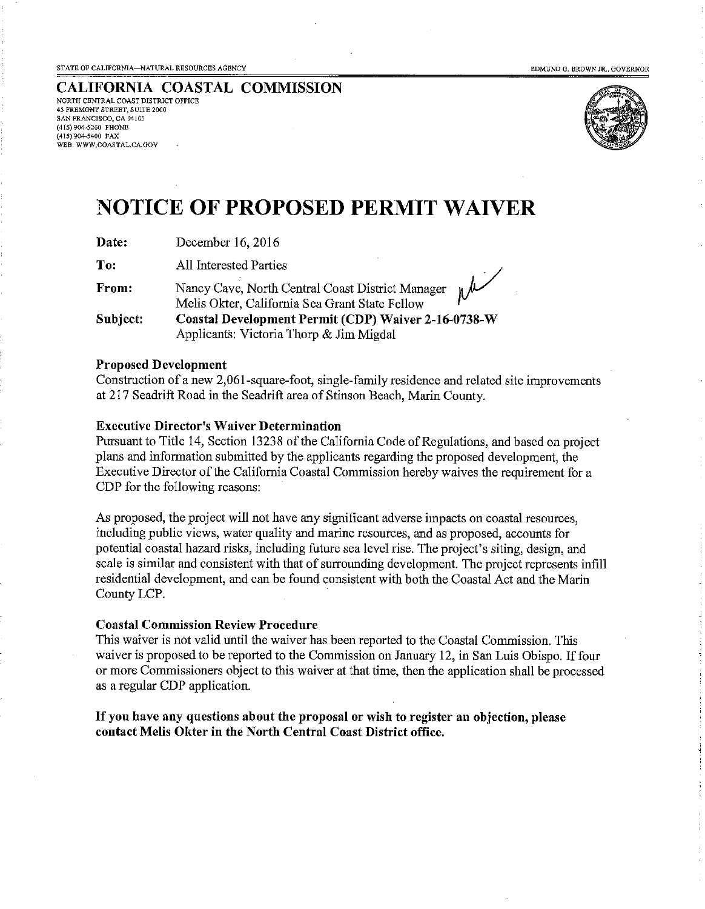STATE OF CALIFORNIA—NATURAL RESOURCES AGENCY

EDMUND G. BROWN JR., GOVERNOR

## CALIFORNIA COASTAL COMMISSION

NORTH CENTRAL COAST DISTRICT OFFICE
45 FREMONT STREET, SUITE 2000
SAN FRANCISCO, CA 94105
(415) 904-5260 PHONE
(415) 904-5400 FAX
WEB: WWW.COASTAL.CA.GOV

# NOTICE OF PROPOSED PERMIT WAIVER

**Date:** December 16, 2016

**To:** All Interested Parties

**From:** Nancy Cave, North Central Coast District Manager
Melis Okter, California Sea Grant State Fellow

**Subject:** **Coastal Development Permit (CDP) Waiver 2-16-0738-W**
Applicants: Victoria Thorp & Jim Migdal

**Proposed Development**

Construction of a new 2,061-square-foot, single-family residence and related site improvements at 217 Seadrift Road in the Seadrift area of Stinson Beach, Marin County.

**Executive Director's Waiver Determination**

Pursuant to Title 14, Section 13238 of the California Code of Regulations, and based on project plans and information submitted by the applicants regarding the proposed development, the Executive Director of the California Coastal Commission hereby waives the requirement for a CDP for the following reasons:

As proposed, the project will not have any significant adverse impacts on coastal resources, including public views, water quality and marine resources, and as proposed, accounts for potential coastal hazard risks, including future sea level rise. The project's siting, design, and scale is similar and consistent with that of surrounding development. The project represents infill residential development, and can be found consistent with both the Coastal Act and the Marin County LCP.

**Coastal Commission Review Procedure**

This waiver is not valid until the waiver has been reported to the Coastal Commission. This waiver is proposed to be reported to the Commission on January 12, in San Luis Obispo. If four or more Commissioners object to this waiver at that time, then the application shall be processed as a regular CDP application.

**If you have any questions about the proposal or wish to register an objection, please contact Melis Okter in the North Central Coast District office.**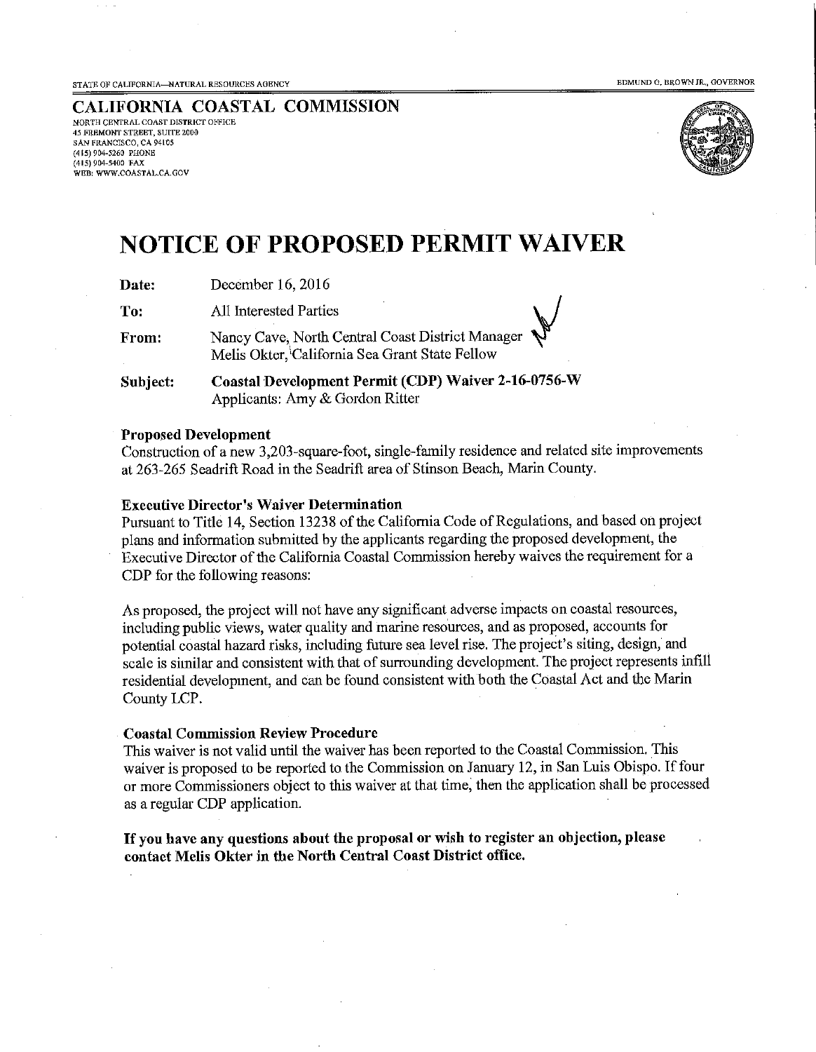STATE OF CALIFORNIA—NATURAL RESOURCES AGENCY

EDMUND G. BROWN JR., GOVERNOR

**CALIFORNIA COASTAL COMMISSION**

NORTH CENTRAL COAST DISTRICT OFFICE
45 FREMONT STREET, SUITE 2000
SAN FRANCISCO, CA 94105
(415) 904-5260 PHONE
(415) 904-5400 FAX
WEB: WWW.COASTAL.CA.GOV

# NOTICE OF PROPOSED PERMIT WAIVER

**Date:** December 16, 2016

**To:** All Interested Parties

**From:** Nancy Cave, North Central Coast District Manager
Melis Okter, California Sea Grant State Fellow

**Subject:** **Coastal Development Permit (CDP) Waiver 2-16-0756-W**
Applicants: Amy & Gordon Ritter

**Proposed Development**

Construction of a new 3,203-square-foot, single-family residence and related site improvements at 263-265 Seadrift Road in the Seadrift area of Stinson Beach, Marin County.

**Executive Director's Waiver Determination**

Pursuant to Title 14, Section 13238 of the California Code of Regulations, and based on project plans and information submitted by the applicants regarding the proposed development, the Executive Director of the California Coastal Commission hereby waives the requirement for a CDP for the following reasons:

As proposed, the project will not have any significant adverse impacts on coastal resources, including public views, water quality and marine resources, and as proposed, accounts for potential coastal hazard risks, including future sea level rise. The project's siting, design, and scale is similar and consistent with that of surrounding development. The project represents infill residential development, and can be found consistent with both the Coastal Act and the Marin County LCP.

**Coastal Commission Review Procedure**

This waiver is not valid until the waiver has been reported to the Coastal Commission. This waiver is proposed to be reported to the Commission on January 12, in San Luis Obispo. If four or more Commissioners object to this waiver at that time, then the application shall be processed as a regular CDP application.

**If you have any questions about the proposal or wish to register an objection, please contact Melis Okter in the North Central Coast District office.**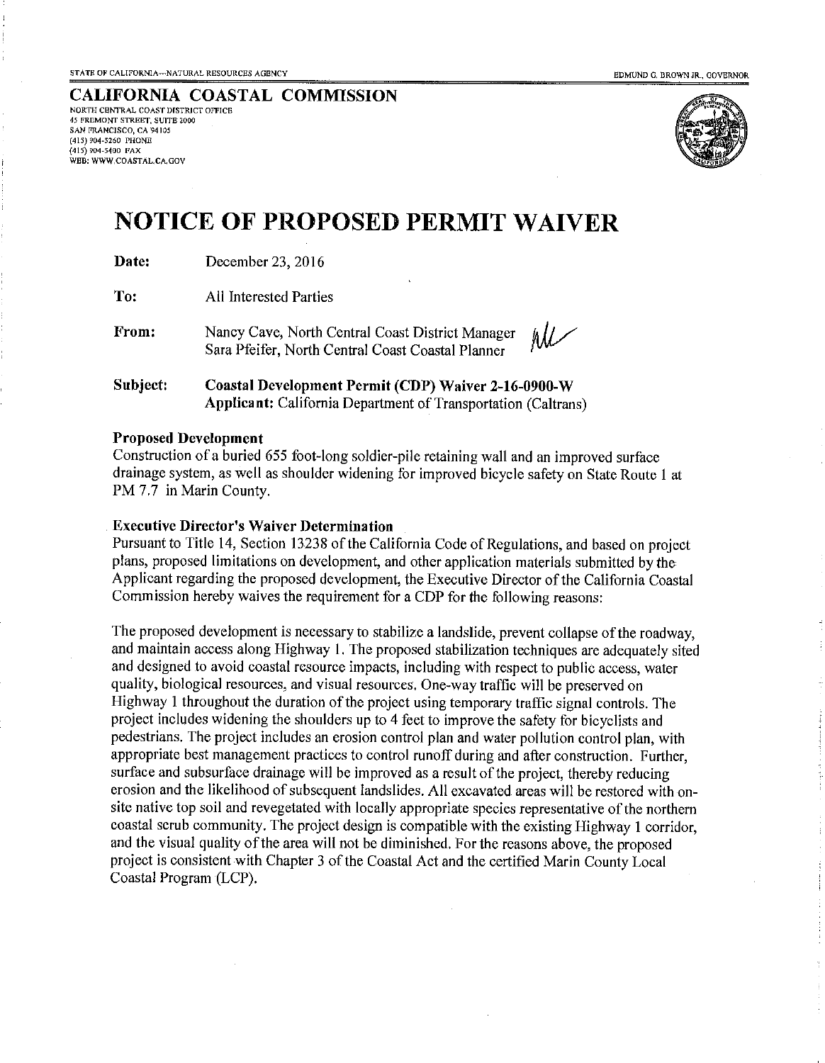STATE OF CALIFORNIA—NATURAL RESOURCES AGENCY

EDMUND G. BROWN JR., GOVERNOR

**CALIFORNIA COASTAL COMMISSION**
NORTH CENTRAL COAST DISTRICT OFFICE
45 FREMONT STREET, SUITE 2000
SAN FRANCISCO, CA 94105
(415) 904-5260 PHONE
(415) 904-5400 FAX
WEB: WWW.COASTAL.CA.GOV

# NOTICE OF PROPOSED PERMIT WAIVER

**Date:** December 23, 2016

**To:** All Interested Parties

**From:** Nancy Cave, North Central Coast District Manager
Sara Pfeifer, North Central Coast Coastal Planner

**Subject:** **Coastal Development Permit (CDP) Waiver 2-16-0900-W**
**Applicant:** California Department of Transportation (Caltrans)

**Proposed Development**

Construction of a buried 655 foot-long soldier-pile retaining wall and an improved surface drainage system, as well as shoulder widening for improved bicycle safety on State Route 1 at PM 7.7 in Marin County.

**Executive Director's Waiver Determination**

Pursuant to Title 14, Section 13238 of the California Code of Regulations, and based on project plans, proposed limitations on development, and other application materials submitted by the Applicant regarding the proposed development, the Executive Director of the California Coastal Commission hereby waives the requirement for a CDP for the following reasons:

The proposed development is necessary to stabilize a landslide, prevent collapse of the roadway, and maintain access along Highway 1. The proposed stabilization techniques are adequately sited and designed to avoid coastal resource impacts, including with respect to public access, water quality, biological resources, and visual resources. One-way traffic will be preserved on Highway 1 throughout the duration of the project using temporary traffic signal controls. The project includes widening the shoulders up to 4 feet to improve the safety for bicyclists and pedestrians. The project includes an erosion control plan and water pollution control plan, with appropriate best management practices to control runoff during and after construction. Further, surface and subsurface drainage will be improved as a result of the project, thereby reducing erosion and the likelihood of subsequent landslides. All excavated areas will be restored with on-site native top soil and revegetated with locally appropriate species representative of the northern coastal scrub community. The project design is compatible with the existing Highway 1 corridor, and the visual quality of the area will not be diminished. For the reasons above, the proposed project is consistent with Chapter 3 of the Coastal Act and the certified Marin County Local Coastal Program (LCP).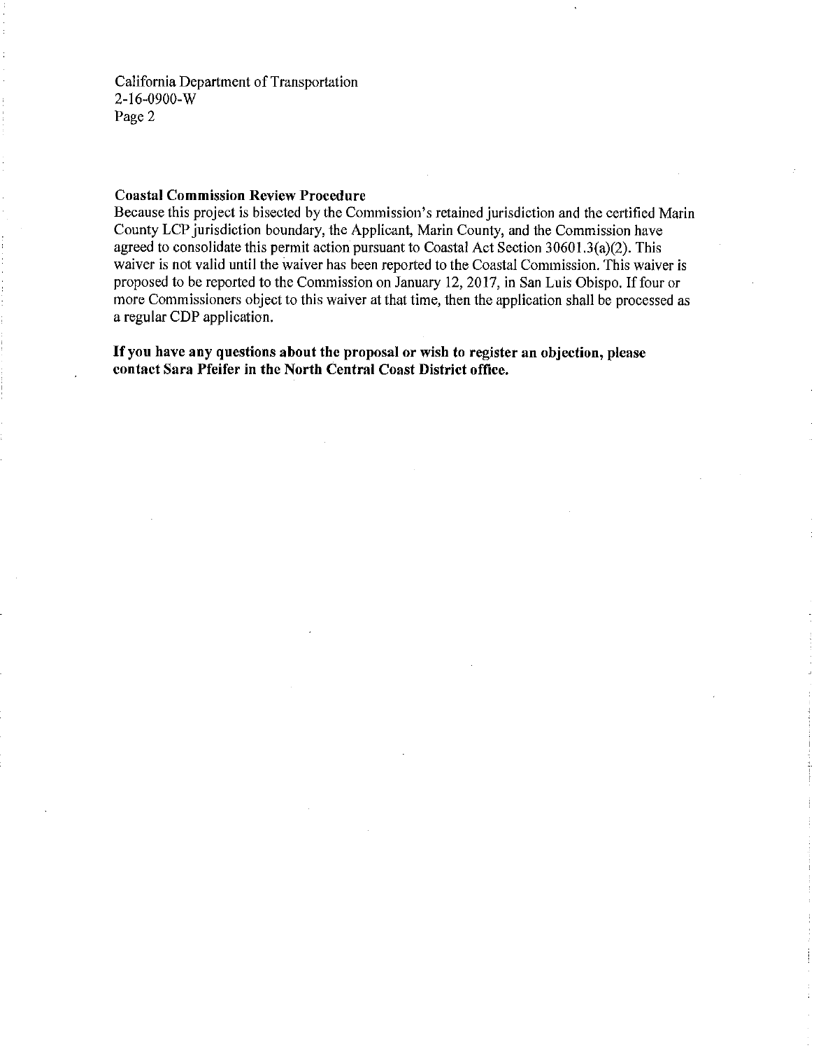California Department of Transportation
2-16-0900-W

**Coastal Commission Review Procedure**
Because this project is bisected by the Commission's retained jurisdiction and the certified Marin County LCP jurisdiction boundary, the Applicant, Marin County, and the Commission have agreed to consolidate this permit action pursuant to Coastal Act Section 30601.3(a)(2). This waiver is not valid until the waiver has been reported to the Coastal Commission. This waiver is proposed to be reported to the Commission on January 12, 2017, in San Luis Obispo. If four or more Commissioners object to this waiver at that time, then the application shall be processed as a regular CDP application.

**If you have any questions about the proposal or wish to register an objection, please contact Sara Pfeifer in the North Central Coast District office.**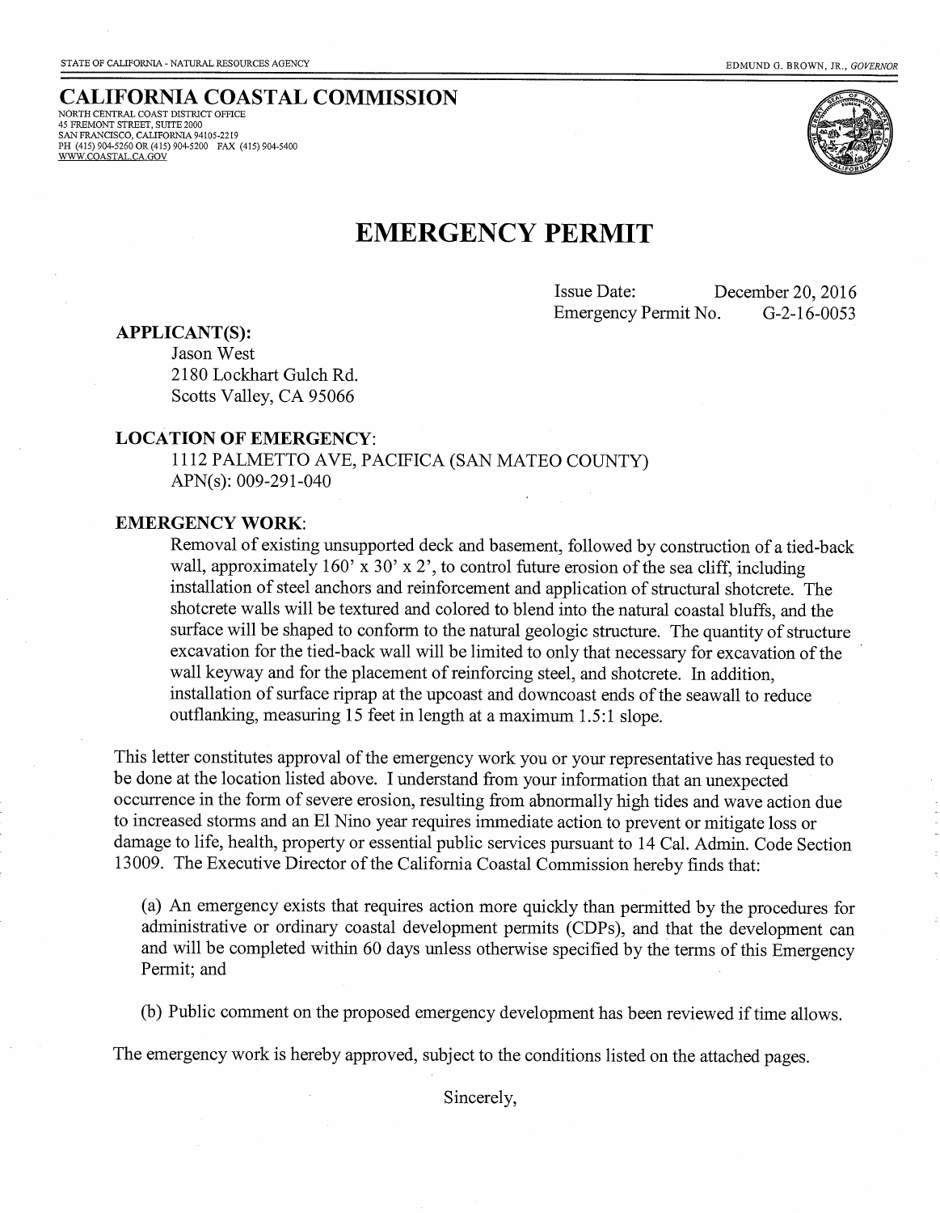STATE OF CALIFORNIA - NATURAL RESOURCES AGENCY

EDMUND G. BROWN, JR., *GOVERNOR*

# CALIFORNIA COASTAL COMMISSION

NORTH CENTRAL COAST DISTRICT OFFICE
45 FREMONT STREET, SUITE 2000
SAN FRANCISCO, CALIFORNIA 94105-2219
PH (415) 904-5260 OR (415) 904-5200 FAX (415) 904-5400
WWW.COASTAL.CA.GOV

## EMERGENCY PERMIT

Issue Date: December 20, 2016
Emergency Permit No. G-2-16-0053

**APPLICANT(S):**

Jason West
2180 Lockhart Gulch Rd.
Scotts Valley, CA 95066

**LOCATION OF EMERGENCY**:

1112 PALMETTO AVE, PACIFICA (SAN MATEO COUNTY)
APN(s): 009-291-040

**EMERGENCY WORK**:

Removal of existing unsupported deck and basement, followed by construction of a tied-back wall, approximately 160' x 30' x 2', to control future erosion of the sea cliff, including installation of steel anchors and reinforcement and application of structural shotcrete. The shotcrete walls will be textured and colored to blend into the natural coastal bluffs, and the surface will be shaped to conform to the natural geologic structure. The quantity of structure excavation for the tied-back wall will be limited to only that necessary for excavation of the wall keyway and for the placement of reinforcing steel, and shotcrete. In addition, installation of surface riprap at the upcoast and downcoast ends of the seawall to reduce outflanking, measuring 15 feet in length at a maximum 1.5:1 slope.

This letter constitutes approval of the emergency work you or your representative has requested to be done at the location listed above. I understand from your information that an unexpected occurrence in the form of severe erosion, resulting from abnormally high tides and wave action due to increased storms and an El Nino year requires immediate action to prevent or mitigate loss or damage to life, health, property or essential public services pursuant to 14 Cal. Admin. Code Section 13009. The Executive Director of the California Coastal Commission hereby finds that:

(a) An emergency exists that requires action more quickly than permitted by the procedures for administrative or ordinary coastal development permits (CDPs), and that the development can and will be completed within 60 days unless otherwise specified by the terms of this Emergency Permit; and

(b) Public comment on the proposed emergency development has been reviewed if time allows.

The emergency work is hereby approved, subject to the conditions listed on the attached pages.

Sincerely,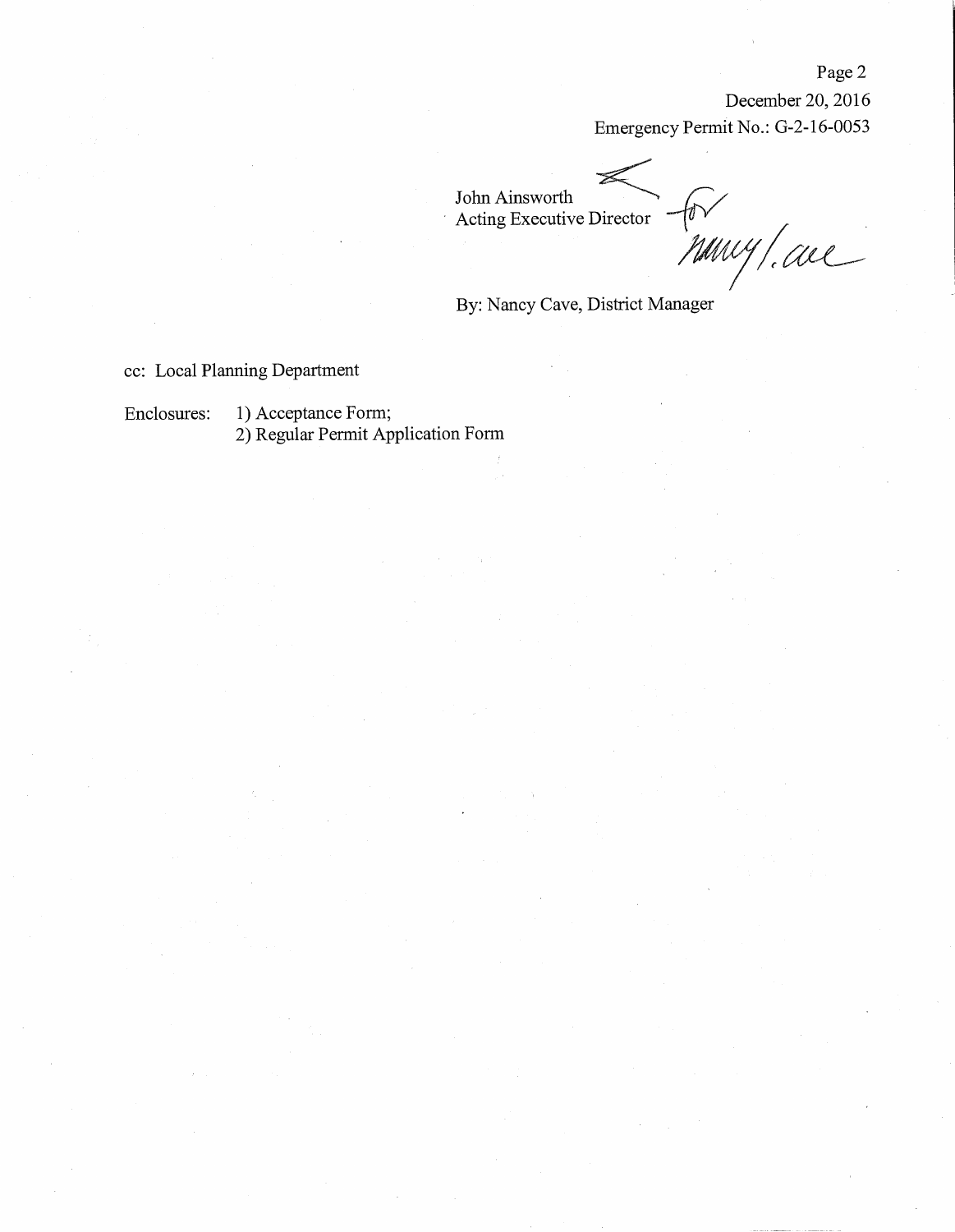Page 2

December 20, 2016

Emergency Permit No.: G-2-16-0053

John Ainsworth
Acting Executive Director

By: Nancy Cave, District Manager

cc: Local Planning Department

Enclosures: 1) Acceptance Form;
2) Regular Permit Application Form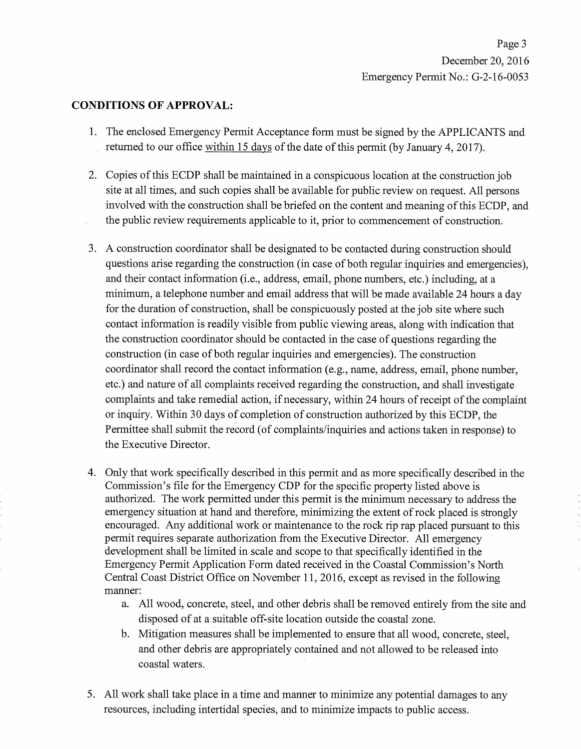## CONDITIONS OF APPROVAL:

1. The enclosed Emergency Permit Acceptance form must be signed by the APPLICANTS and returned to our office within 15 days of the date of this permit (by January 4, 2017).

2. Copies of this ECDP shall be maintained in a conspicuous location at the construction job site at all times, and such copies shall be available for public review on request. All persons involved with the construction shall be briefed on the content and meaning of this ECDP, and the public review requirements applicable to it, prior to commencement of construction.

3. A construction coordinator shall be designated to be contacted during construction should questions arise regarding the construction (in case of both regular inquiries and emergencies), and their contact information (i.e., address, email, phone numbers, etc.) including, at a minimum, a telephone number and email address that will be made available 24 hours a day for the duration of construction, shall be conspicuously posted at the job site where such contact information is readily visible from public viewing areas, along with indication that the construction coordinator should be contacted in the case of questions regarding the construction (in case of both regular inquiries and emergencies). The construction coordinator shall record the contact information (e.g., name, address, email, phone number, etc.) and nature of all complaints received regarding the construction, and shall investigate complaints and take remedial action, if necessary, within 24 hours of receipt of the complaint or inquiry. Within 30 days of completion of construction authorized by this ECDP, the Permittee shall submit the record (of complaints/inquiries and actions taken in response) to the Executive Director.

4. Only that work specifically described in this permit and as more specifically described in the Commission's file for the Emergency CDP for the specific property listed above is authorized. The work permitted under this permit is the minimum necessary to address the emergency situation at hand and therefore, minimizing the extent of rock placed is strongly encouraged. Any additional work or maintenance to the rock rip rap placed pursuant to this permit requires separate authorization from the Executive Director. All emergency development shall be limited in scale and scope to that specifically identified in the Emergency Permit Application Form dated received in the Coastal Commission's North Central Coast District Office on November 11, 2016, except as revised in the following manner:
   a. All wood, concrete, steel, and other debris shall be removed entirely from the site and disposed of at a suitable off-site location outside the coastal zone.
   b. Mitigation measures shall be implemented to ensure that all wood, concrete, steel, and other debris are appropriately contained and not allowed to be released into coastal waters.

5. All work shall take place in a time and manner to minimize any potential damages to any resources, including intertidal species, and to minimize impacts to public access.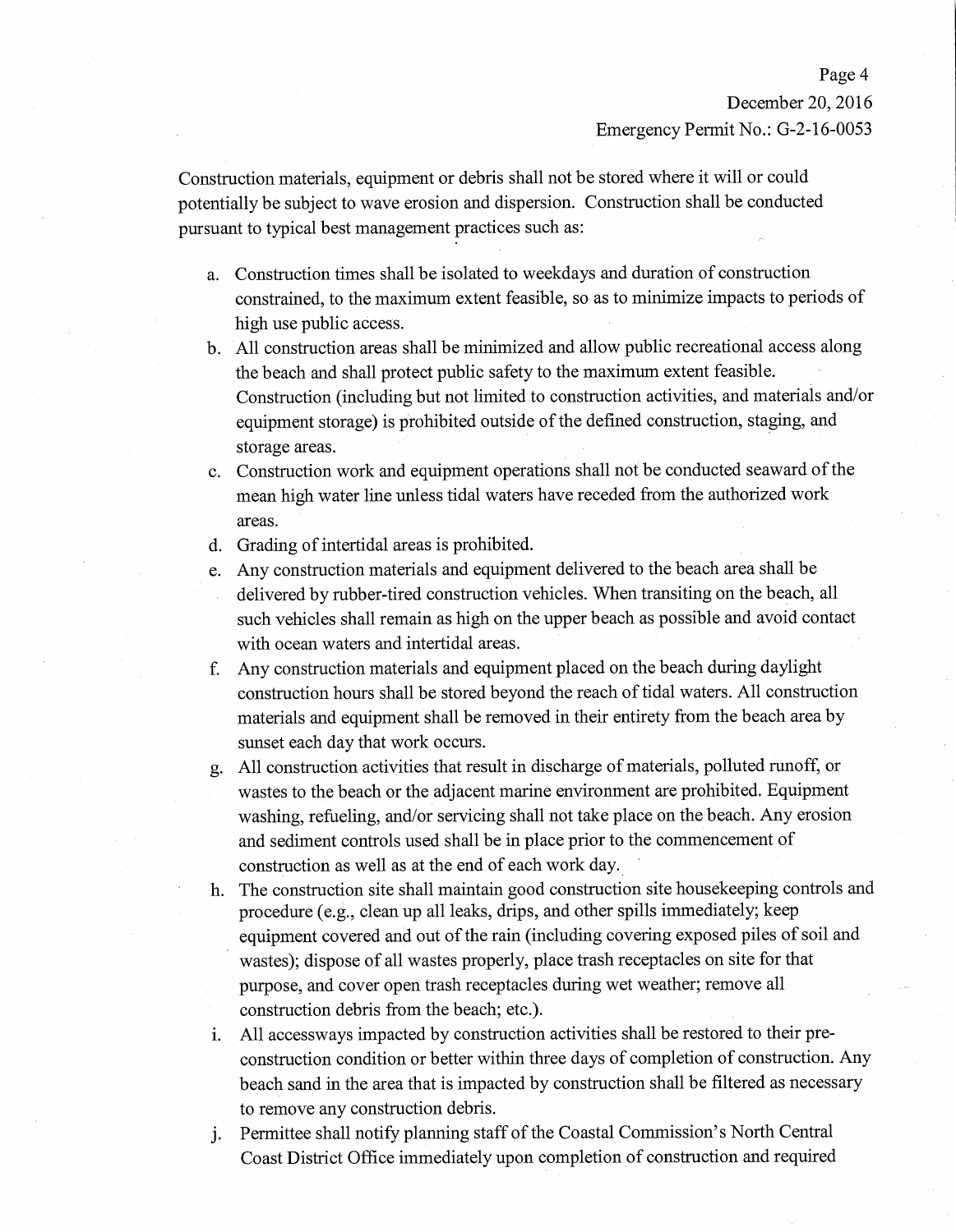Construction materials, equipment or debris shall not be stored where it will or could potentially be subject to wave erosion and dispersion. Construction shall be conducted pursuant to typical best management practices such as:

a. Construction times shall be isolated to weekdays and duration of construction constrained, to the maximum extent feasible, so as to minimize impacts to periods of high use public access.
b. All construction areas shall be minimized and allow public recreational access along the beach and shall protect public safety to the maximum extent feasible. Construction (including but not limited to construction activities, and materials and/or equipment storage) is prohibited outside of the defined construction, staging, and storage areas.
c. Construction work and equipment operations shall not be conducted seaward of the mean high water line unless tidal waters have receded from the authorized work areas.
d. Grading of intertidal areas is prohibited.
e. Any construction materials and equipment delivered to the beach area shall be delivered by rubber-tired construction vehicles. When transiting on the beach, all such vehicles shall remain as high on the upper beach as possible and avoid contact with ocean waters and intertidal areas.
f. Any construction materials and equipment placed on the beach during daylight construction hours shall be stored beyond the reach of tidal waters. All construction materials and equipment shall be removed in their entirety from the beach area by sunset each day that work occurs.
g. All construction activities that result in discharge of materials, polluted runoff, or wastes to the beach or the adjacent marine environment are prohibited. Equipment washing, refueling, and/or servicing shall not take place on the beach. Any erosion and sediment controls used shall be in place prior to the commencement of construction as well as at the end of each work day.
h. The construction site shall maintain good construction site housekeeping controls and procedure (e.g., clean up all leaks, drips, and other spills immediately; keep equipment covered and out of the rain (including covering exposed piles of soil and wastes); dispose of all wastes properly, place trash receptacles on site for that purpose, and cover open trash receptacles during wet weather; remove all construction debris from the beach; etc.).
i. All accessways impacted by construction activities shall be restored to their pre-construction condition or better within three days of completion of construction. Any beach sand in the area that is impacted by construction shall be filtered as necessary to remove any construction debris.
j. Permittee shall notify planning staff of the Coastal Commission's North Central Coast District Office immediately upon completion of construction and required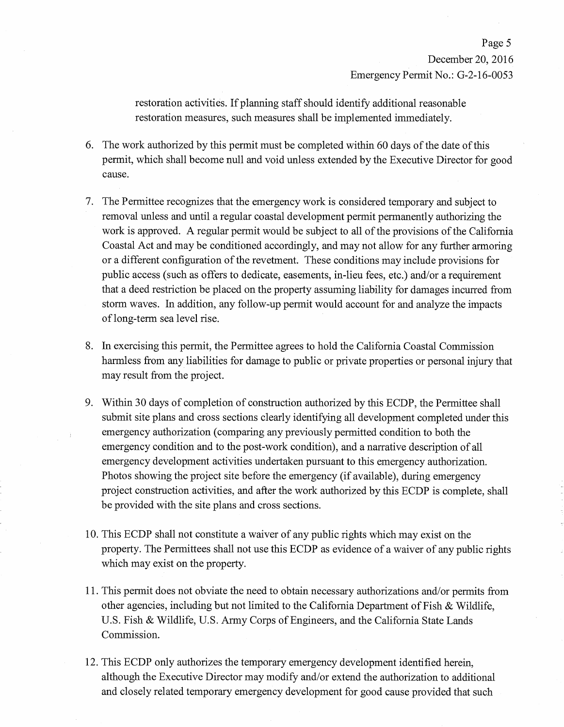restoration activities. If planning staff should identify additional reasonable restoration measures, such measures shall be implemented immediately.

6. The work authorized by this permit must be completed within 60 days of the date of this permit, which shall become null and void unless extended by the Executive Director for good cause.

7. The Permittee recognizes that the emergency work is considered temporary and subject to removal unless and until a regular coastal development permit permanently authorizing the work is approved. A regular permit would be subject to all of the provisions of the California Coastal Act and may be conditioned accordingly, and may not allow for any further armoring or a different configuration of the revetment. These conditions may include provisions for public access (such as offers to dedicate, easements, in-lieu fees, etc.) and/or a requirement that a deed restriction be placed on the property assuming liability for damages incurred from storm waves. In addition, any follow-up permit would account for and analyze the impacts of long-term sea level rise.

8. In exercising this permit, the Permittee agrees to hold the California Coastal Commission harmless from any liabilities for damage to public or private properties or personal injury that may result from the project.

9. Within 30 days of completion of construction authorized by this ECDP, the Permittee shall submit site plans and cross sections clearly identifying all development completed under this emergency authorization (comparing any previously permitted condition to both the emergency condition and to the post-work condition), and a narrative description of all emergency development activities undertaken pursuant to this emergency authorization. Photos showing the project site before the emergency (if available), during emergency project construction activities, and after the work authorized by this ECDP is complete, shall be provided with the site plans and cross sections.

10. This ECDP shall not constitute a waiver of any public rights which may exist on the property. The Permittees shall not use this ECDP as evidence of a waiver of any public rights which may exist on the property.

11. This permit does not obviate the need to obtain necessary authorizations and/or permits from other agencies, including but not limited to the California Department of Fish & Wildlife, U.S. Fish & Wildlife, U.S. Army Corps of Engineers, and the California State Lands Commission.

12. This ECDP only authorizes the temporary emergency development identified herein, although the Executive Director may modify and/or extend the authorization to additional and closely related temporary emergency development for good cause provided that such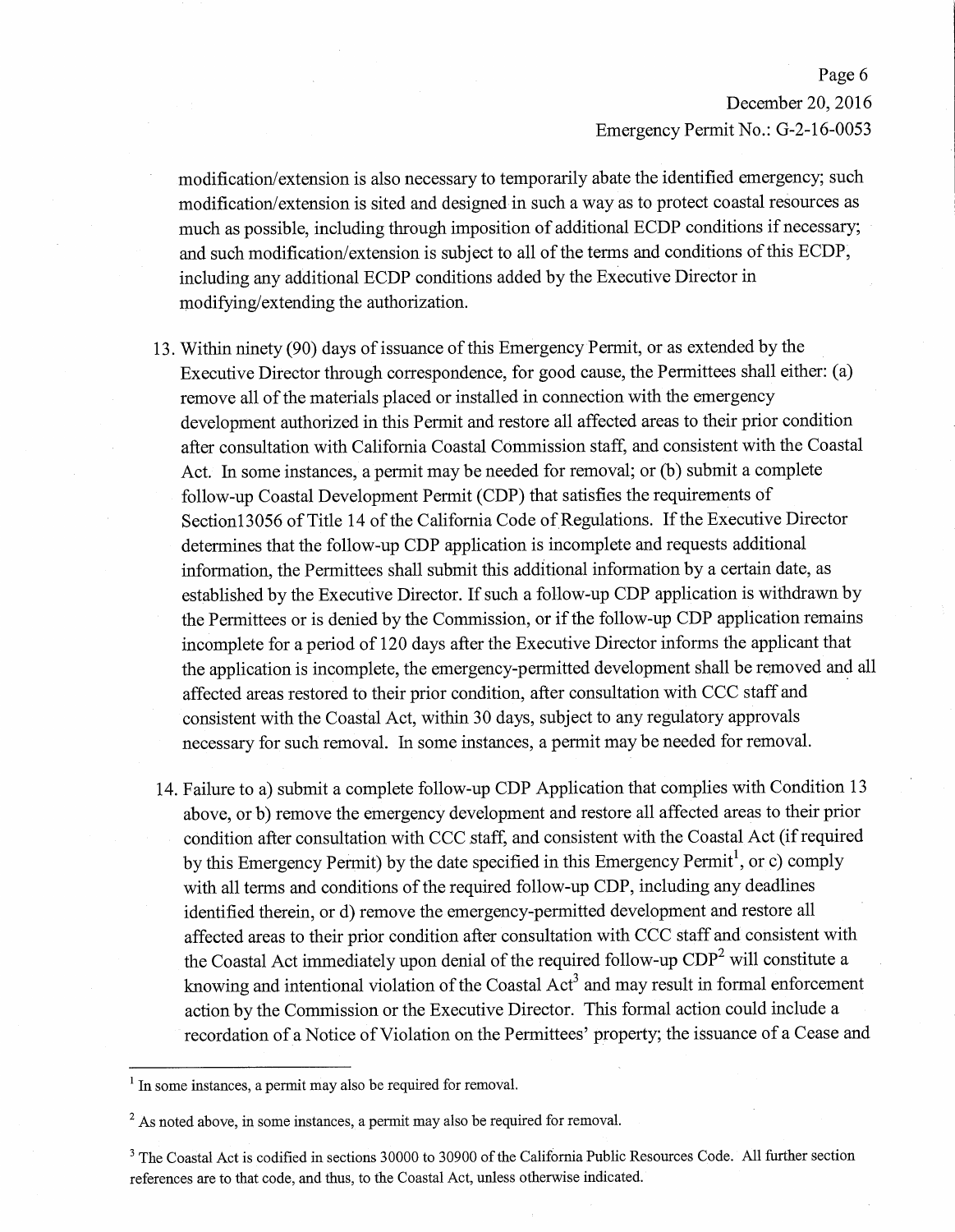modification/extension is also necessary to temporarily abate the identified emergency; such modification/extension is sited and designed in such a way as to protect coastal resources as much as possible, including through imposition of additional ECDP conditions if necessary; and such modification/extension is subject to all of the terms and conditions of this ECDP, including any additional ECDP conditions added by the Executive Director in modifying/extending the authorization.

13. Within ninety (90) days of issuance of this Emergency Permit, or as extended by the Executive Director through correspondence, for good cause, the Permittees shall either: (a) remove all of the materials placed or installed in connection with the emergency development authorized in this Permit and restore all affected areas to their prior condition after consultation with California Coastal Commission staff, and consistent with the Coastal Act. In some instances, a permit may be needed for removal; or (b) submit a complete follow-up Coastal Development Permit (CDP) that satisfies the requirements of Section13056 of Title 14 of the California Code of Regulations. If the Executive Director determines that the follow-up CDP application is incomplete and requests additional information, the Permittees shall submit this additional information by a certain date, as established by the Executive Director. If such a follow-up CDP application is withdrawn by the Permittees or is denied by the Commission, or if the follow-up CDP application remains incomplete for a period of 120 days after the Executive Director informs the applicant that the application is incomplete, the emergency-permitted development shall be removed and all affected areas restored to their prior condition, after consultation with CCC staff and consistent with the Coastal Act, within 30 days, subject to any regulatory approvals necessary for such removal. In some instances, a permit may be needed for removal.

14. Failure to a) submit a complete follow-up CDP Application that complies with Condition 13 above, or b) remove the emergency development and restore all affected areas to their prior condition after consultation with CCC staff, and consistent with the Coastal Act (if required by this Emergency Permit) by the date specified in this Emergency Permit[1], or c) comply with all terms and conditions of the required follow-up CDP, including any deadlines identified therein, or d) remove the emergency-permitted development and restore all affected areas to their prior condition after consultation with CCC staff and consistent with the Coastal Act immediately upon denial of the required follow-up CDP[2] will constitute a knowing and intentional violation of the Coastal Act[3] and may result in formal enforcement action by the Commission or the Executive Director. This formal action could include a recordation of a Notice of Violation on the Permittees' property; the issuance of a Cease and

---

[1] In some instances, a permit may also be required for removal.

[2] As noted above, in some instances, a permit may also be required for removal.

[3] The Coastal Act is codified in sections 30000 to 30900 of the California Public Resources Code. All further section references are to that code, and thus, to the Coastal Act, unless otherwise indicated.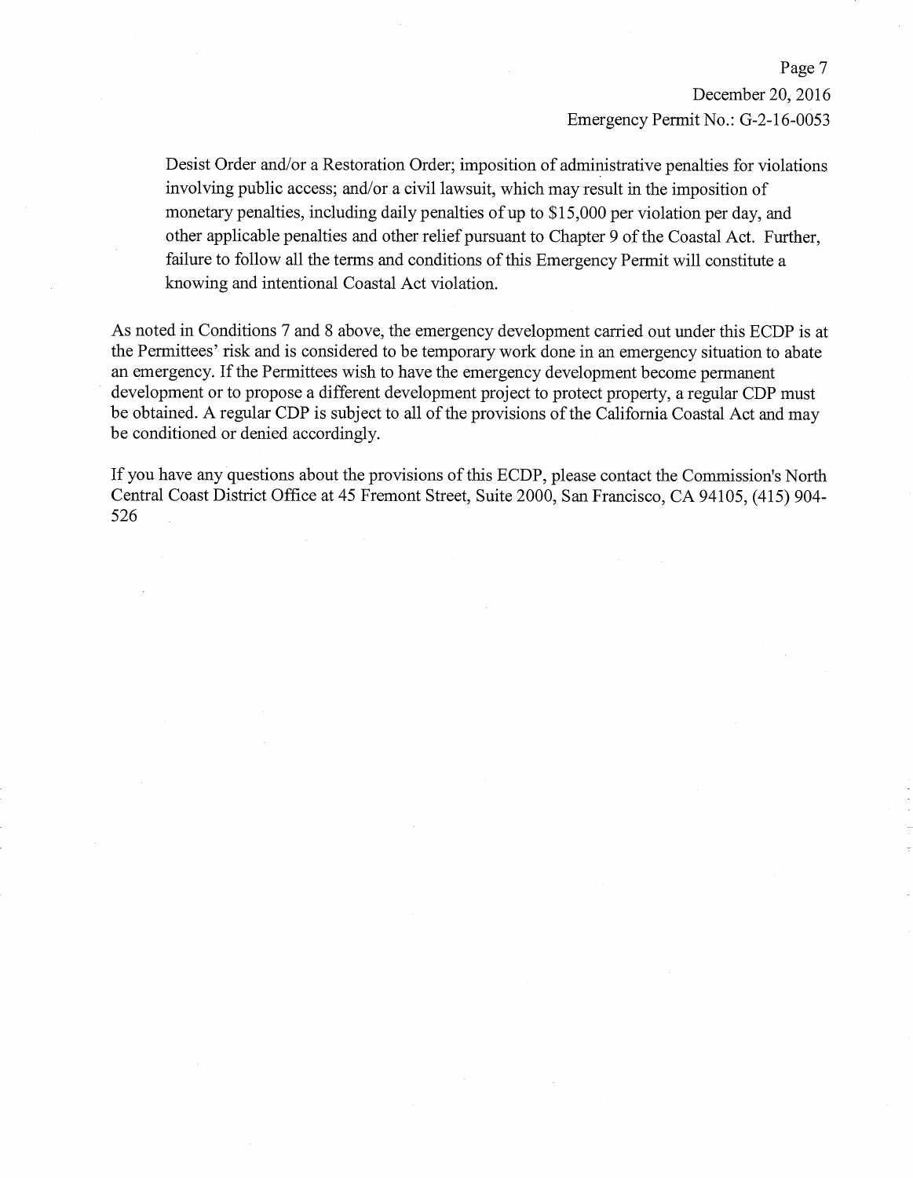Desist Order and/or a Restoration Order; imposition of administrative penalties for violations involving public access; and/or a civil lawsuit, which may result in the imposition of monetary penalties, including daily penalties of up to $15,000 per violation per day, and other applicable penalties and other relief pursuant to Chapter 9 of the Coastal Act. Further, failure to follow all the terms and conditions of this Emergency Permit will constitute a knowing and intentional Coastal Act violation.

As noted in Conditions 7 and 8 above, the emergency development carried out under this ECDP is at the Permittees' risk and is considered to be temporary work done in an emergency situation to abate an emergency. If the Permittees wish to have the emergency development become permanent development or to propose a different development project to protect property, a regular CDP must be obtained. A regular CDP is subject to all of the provisions of the California Coastal Act and may be conditioned or denied accordingly.

If you have any questions about the provisions of this ECDP, please contact the Commission's North Central Coast District Office at 45 Fremont Street, Suite 2000, San Francisco, CA 94105, (415) 904-526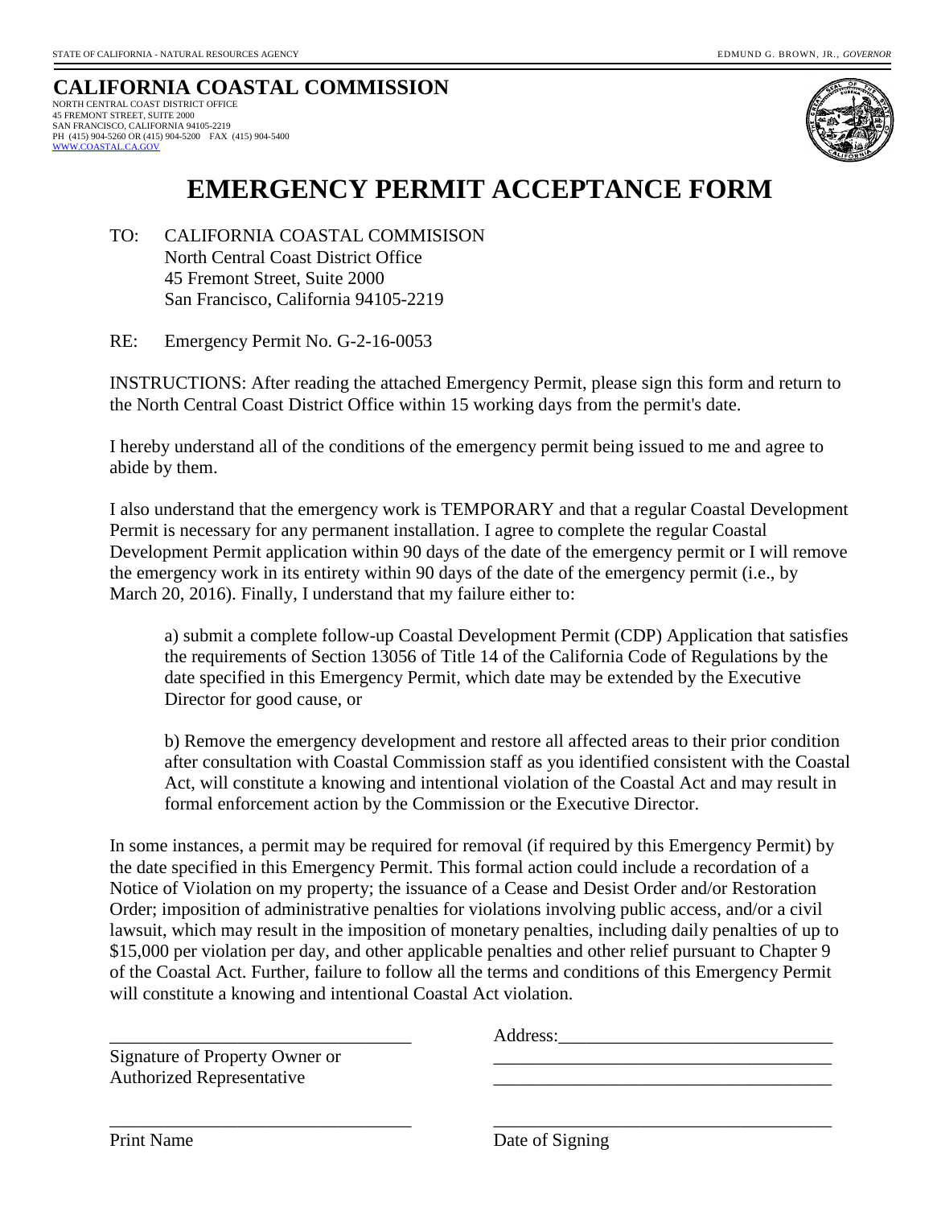STATE OF CALIFORNIA - NATURAL RESOURCES AGENCY EDMUND G. BROWN, JR., *GOVERNOR*

# CALIFORNIA COASTAL COMMISSION

NORTH CENTRAL COAST DISTRICT OFFICE
45 FREMONT STREET, SUITE 2000
SAN FRANCISCO, CALIFORNIA 94105-2219
PH (415) 904-5260 OR (415) 904-5200 FAX (415) 904-5400
WWW.COASTAL.CA.GOV

# EMERGENCY PERMIT ACCEPTANCE FORM

TO: CALIFORNIA COASTAL COMMISISON
North Central Coast District Office
45 Fremont Street, Suite 2000
San Francisco, California 94105-2219

RE: Emergency Permit No. G-2-16-0053

INSTRUCTIONS: After reading the attached Emergency Permit, please sign this form and return to the North Central Coast District Office within 15 working days from the permit's date.

I hereby understand all of the conditions of the emergency permit being issued to me and agree to abide by them.

I also understand that the emergency work is TEMPORARY and that a regular Coastal Development Permit is necessary for any permanent installation. I agree to complete the regular Coastal Development Permit application within 90 days of the date of the emergency permit or I will remove the emergency work in its entirety within 90 days of the date of the emergency permit (i.e., by March 20, 2016). Finally, I understand that my failure either to:

> a) submit a complete follow-up Coastal Development Permit (CDP) Application that satisfies the requirements of Section 13056 of Title 14 of the California Code of Regulations by the date specified in this Emergency Permit, which date may be extended by the Executive Director for good cause, or
>
> b) Remove the emergency development and restore all affected areas to their prior condition after consultation with Coastal Commission staff as you identified consistent with the Coastal Act, will constitute a knowing and intentional violation of the Coastal Act and may result in formal enforcement action by the Commission or the Executive Director.

In some instances, a permit may be required for removal (if required by this Emergency Permit) by the date specified in this Emergency Permit. This formal action could include a recordation of a Notice of Violation on my property; the issuance of a Cease and Desist Order and/or Restoration Order; imposition of administrative penalties for violations involving public access, and/or a civil lawsuit, which may result in the imposition of monetary penalties, including daily penalties of up to $15,000 per violation per day, and other applicable penalties and other relief pursuant to Chapter 9 of the Coastal Act. Further, failure to follow all the terms and conditions of this Emergency Permit will constitute a knowing and intentional Coastal Act violation.

_________________________________ Address:_____________________________
Signature of Property Owner or Authorized Representative _____________________________________
_____________________________________

_________________________________ _____________________________________
Print Name Date of Signing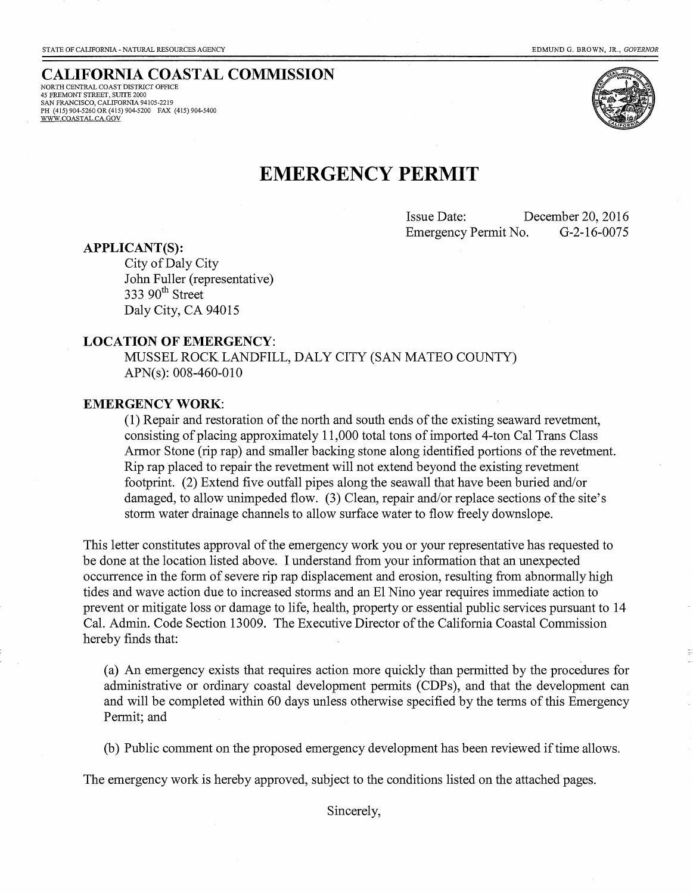STATE OF CALIFORNIA - NATURAL RESOURCES AGENCY EDMUND G. BROWN, JR., *GOVERNOR*

**CALIFORNIA COASTAL COMMISSION**
NORTH CENTRAL COAST DISTRICT OFFICE
45 FREMONT STREET, SUITE 2000
SAN FRANCISCO, CALIFORNIA 94105-2219
PH (415) 904-5260 OR (415) 904-5200 FAX (415) 904-5400
WWW.COASTAL.CA.GOV

# EMERGENCY PERMIT

Issue Date: December 20, 2016
Emergency Permit No. G-2-16-0075

**APPLICANT(S):**

City of Daly City
John Fuller (representative)
333 90th Street
Daly City, CA 94015

**LOCATION OF EMERGENCY:**

MUSSEL ROCK LANDFILL, DALY CITY (SAN MATEO COUNTY)
APN(s): 008-460-010

**EMERGENCY WORK:**

(1) Repair and restoration of the north and south ends of the existing seaward revetment, consisting of placing approximately 11,000 total tons of imported 4-ton Cal Trans Class Armor Stone (rip rap) and smaller backing stone along identified portions of the revetment. Rip rap placed to repair the revetment will not extend beyond the existing revetment footprint. (2) Extend five outfall pipes along the seawall that have been buried and/or damaged, to allow unimpeded flow. (3) Clean, repair and/or replace sections of the site's storm water drainage channels to allow surface water to flow freely downslope.

This letter constitutes approval of the emergency work you or your representative has requested to be done at the location listed above. I understand from your information that an unexpected occurrence in the form of severe rip rap displacement and erosion, resulting from abnormally high tides and wave action due to increased storms and an El Nino year requires immediate action to prevent or mitigate loss or damage to life, health, property or essential public services pursuant to 14 Cal. Admin. Code Section 13009. The Executive Director of the California Coastal Commission hereby finds that:

(a) An emergency exists that requires action more quickly than permitted by the procedures for administrative or ordinary coastal development permits (CDPs), and that the development can and will be completed within 60 days unless otherwise specified by the terms of this Emergency Permit; and

(b) Public comment on the proposed emergency development has been reviewed if time allows.

The emergency work is hereby approved, subject to the conditions listed on the attached pages.

Sincerely,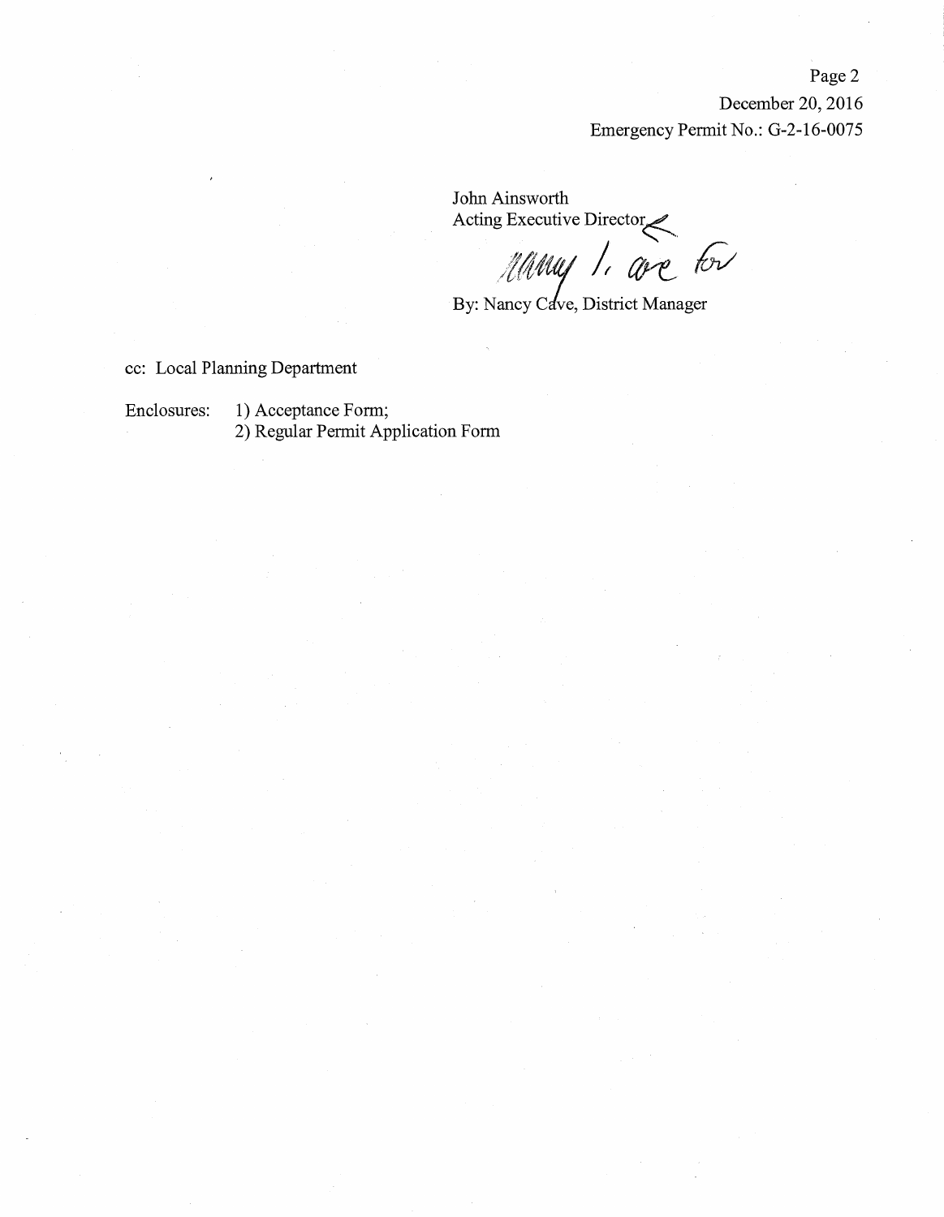December 20, 2016

Emergency Permit No.: G-2-16-0075

John Ainsworth

Acting Executive Director

By: Nancy Cave, District Manager

cc: Local Planning Department

Enclosures: 1) Acceptance Form;

2) Regular Permit Application Form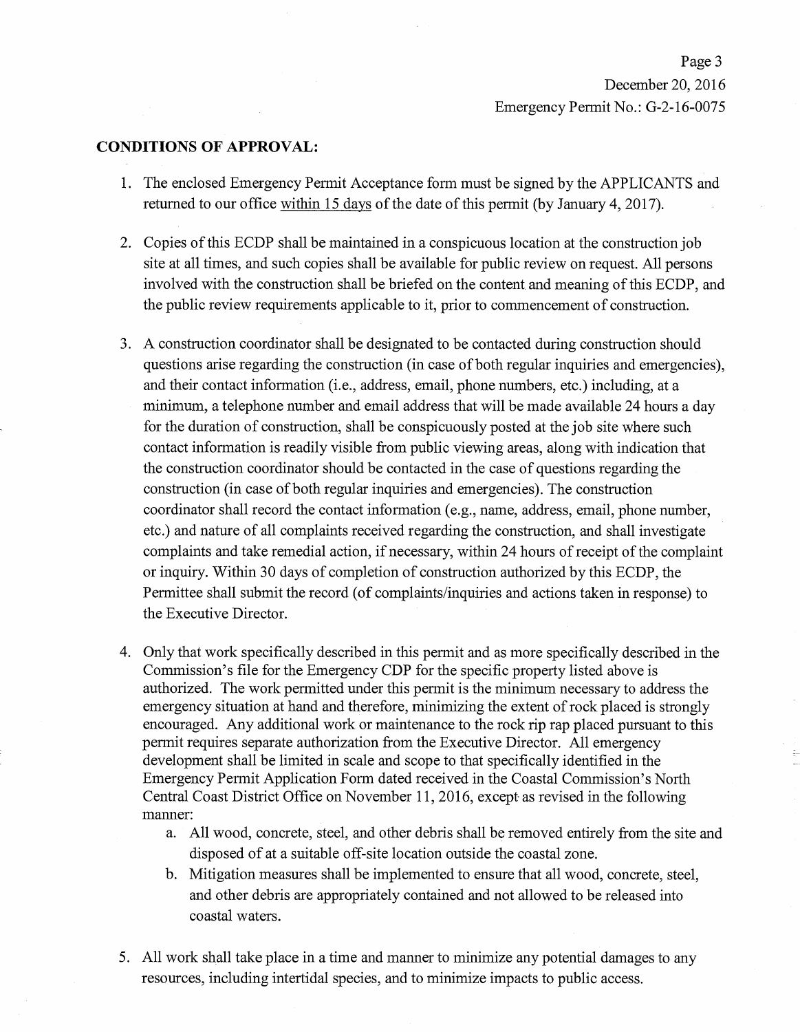## CONDITIONS OF APPROVAL:

1. The enclosed Emergency Permit Acceptance form must be signed by the APPLICANTS and returned to our office within 15 days of the date of this permit (by January 4, 2017).

2. Copies of this ECDP shall be maintained in a conspicuous location at the construction job site at all times, and such copies shall be available for public review on request. All persons involved with the construction shall be briefed on the content and meaning of this ECDP, and the public review requirements applicable to it, prior to commencement of construction.

3. A construction coordinator shall be designated to be contacted during construction should questions arise regarding the construction (in case of both regular inquiries and emergencies), and their contact information (i.e., address, email, phone numbers, etc.) including, at a minimum, a telephone number and email address that will be made available 24 hours a day for the duration of construction, shall be conspicuously posted at the job site where such contact information is readily visible from public viewing areas, along with indication that the construction coordinator should be contacted in the case of questions regarding the construction (in case of both regular inquiries and emergencies). The construction coordinator shall record the contact information (e.g., name, address, email, phone number, etc.) and nature of all complaints received regarding the construction, and shall investigate complaints and take remedial action, if necessary, within 24 hours of receipt of the complaint or inquiry. Within 30 days of completion of construction authorized by this ECDP, the Permittee shall submit the record (of complaints/inquiries and actions taken in response) to the Executive Director.

4. Only that work specifically described in this permit and as more specifically described in the Commission's file for the Emergency CDP for the specific property listed above is authorized. The work permitted under this permit is the minimum necessary to address the emergency situation at hand and therefore, minimizing the extent of rock placed is strongly encouraged. Any additional work or maintenance to the rock rip rap placed pursuant to this permit requires separate authorization from the Executive Director. All emergency development shall be limited in scale and scope to that specifically identified in the Emergency Permit Application Form dated received in the Coastal Commission's North Central Coast District Office on November 11, 2016, except as revised in the following manner:
   a. All wood, concrete, steel, and other debris shall be removed entirely from the site and disposed of at a suitable off-site location outside the coastal zone.
   b. Mitigation measures shall be implemented to ensure that all wood, concrete, steel, and other debris are appropriately contained and not allowed to be released into coastal waters.

5. All work shall take place in a time and manner to minimize any potential damages to any resources, including intertidal species, and to minimize impacts to public access.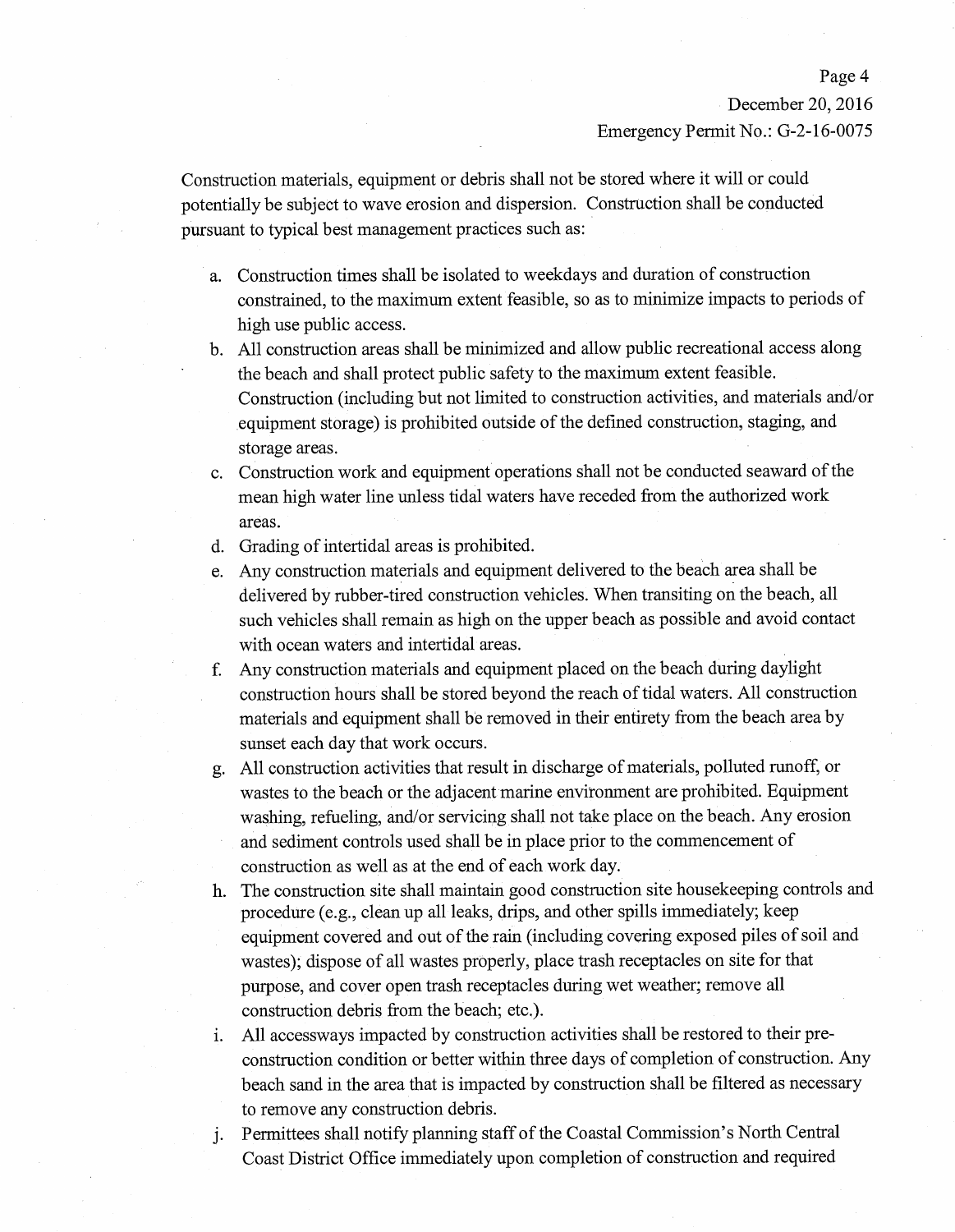Construction materials, equipment or debris shall not be stored where it will or could potentially be subject to wave erosion and dispersion. Construction shall be conducted pursuant to typical best management practices such as:

a. Construction times shall be isolated to weekdays and duration of construction constrained, to the maximum extent feasible, so as to minimize impacts to periods of high use public access.
b. All construction areas shall be minimized and allow public recreational access along the beach and shall protect public safety to the maximum extent feasible. Construction (including but not limited to construction activities, and materials and/or equipment storage) is prohibited outside of the defined construction, staging, and storage areas.
c. Construction work and equipment operations shall not be conducted seaward of the mean high water line unless tidal waters have receded from the authorized work areas.
d. Grading of intertidal areas is prohibited.
e. Any construction materials and equipment delivered to the beach area shall be delivered by rubber-tired construction vehicles. When transiting on the beach, all such vehicles shall remain as high on the upper beach as possible and avoid contact with ocean waters and intertidal areas.
f. Any construction materials and equipment placed on the beach during daylight construction hours shall be stored beyond the reach of tidal waters. All construction materials and equipment shall be removed in their entirety from the beach area by sunset each day that work occurs.
g. All construction activities that result in discharge of materials, polluted runoff, or wastes to the beach or the adjacent marine environment are prohibited. Equipment washing, refueling, and/or servicing shall not take place on the beach. Any erosion and sediment controls used shall be in place prior to the commencement of construction as well as at the end of each work day.
h. The construction site shall maintain good construction site housekeeping controls and procedure (e.g., clean up all leaks, drips, and other spills immediately; keep equipment covered and out of the rain (including covering exposed piles of soil and wastes); dispose of all wastes properly, place trash receptacles on site for that purpose, and cover open trash receptacles during wet weather; remove all construction debris from the beach; etc.).
i. All accessways impacted by construction activities shall be restored to their pre-construction condition or better within three days of completion of construction. Any beach sand in the area that is impacted by construction shall be filtered as necessary to remove any construction debris.
j. Permittees shall notify planning staff of the Coastal Commission's North Central Coast District Office immediately upon completion of construction and required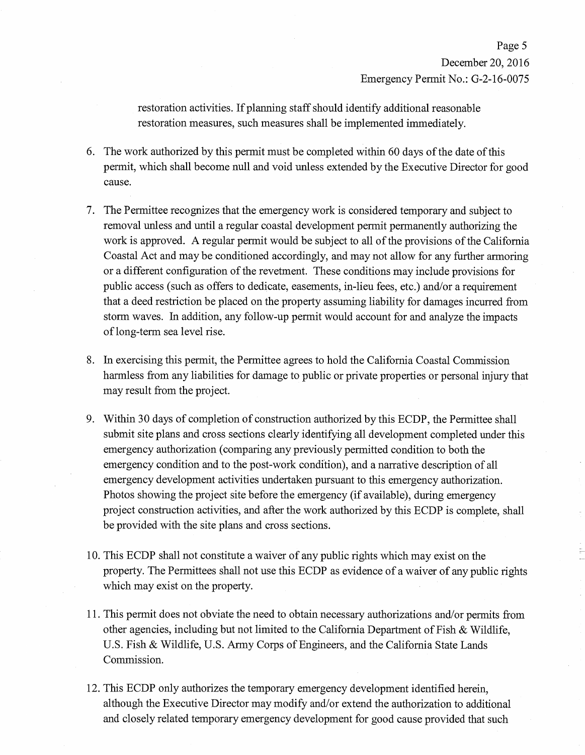restoration activities. If planning staff should identify additional reasonable restoration measures, such measures shall be implemented immediately.

6. The work authorized by this permit must be completed within 60 days of the date of this permit, which shall become null and void unless extended by the Executive Director for good cause.

7. The Permittee recognizes that the emergency work is considered temporary and subject to removal unless and until a regular coastal development permit permanently authorizing the work is approved. A regular permit would be subject to all of the provisions of the California Coastal Act and may be conditioned accordingly, and may not allow for any further armoring or a different configuration of the revetment. These conditions may include provisions for public access (such as offers to dedicate, easements, in-lieu fees, etc.) and/or a requirement that a deed restriction be placed on the property assuming liability for damages incurred from storm waves. In addition, any follow-up permit would account for and analyze the impacts of long-term sea level rise.

8. In exercising this permit, the Permittee agrees to hold the California Coastal Commission harmless from any liabilities for damage to public or private properties or personal injury that may result from the project.

9. Within 30 days of completion of construction authorized by this ECDP, the Permittee shall submit site plans and cross sections clearly identifying all development completed under this emergency authorization (comparing any previously permitted condition to both the emergency condition and to the post-work condition), and a narrative description of all emergency development activities undertaken pursuant to this emergency authorization. Photos showing the project site before the emergency (if available), during emergency project construction activities, and after the work authorized by this ECDP is complete, shall be provided with the site plans and cross sections.

10. This ECDP shall not constitute a waiver of any public rights which may exist on the property. The Permittees shall not use this ECDP as evidence of a waiver of any public rights which may exist on the property.

11. This permit does not obviate the need to obtain necessary authorizations and/or permits from other agencies, including but not limited to the California Department of Fish & Wildlife, U.S. Fish & Wildlife, U.S. Army Corps of Engineers, and the California State Lands Commission.

12. This ECDP only authorizes the temporary emergency development identified herein, although the Executive Director may modify and/or extend the authorization to additional and closely related temporary emergency development for good cause provided that such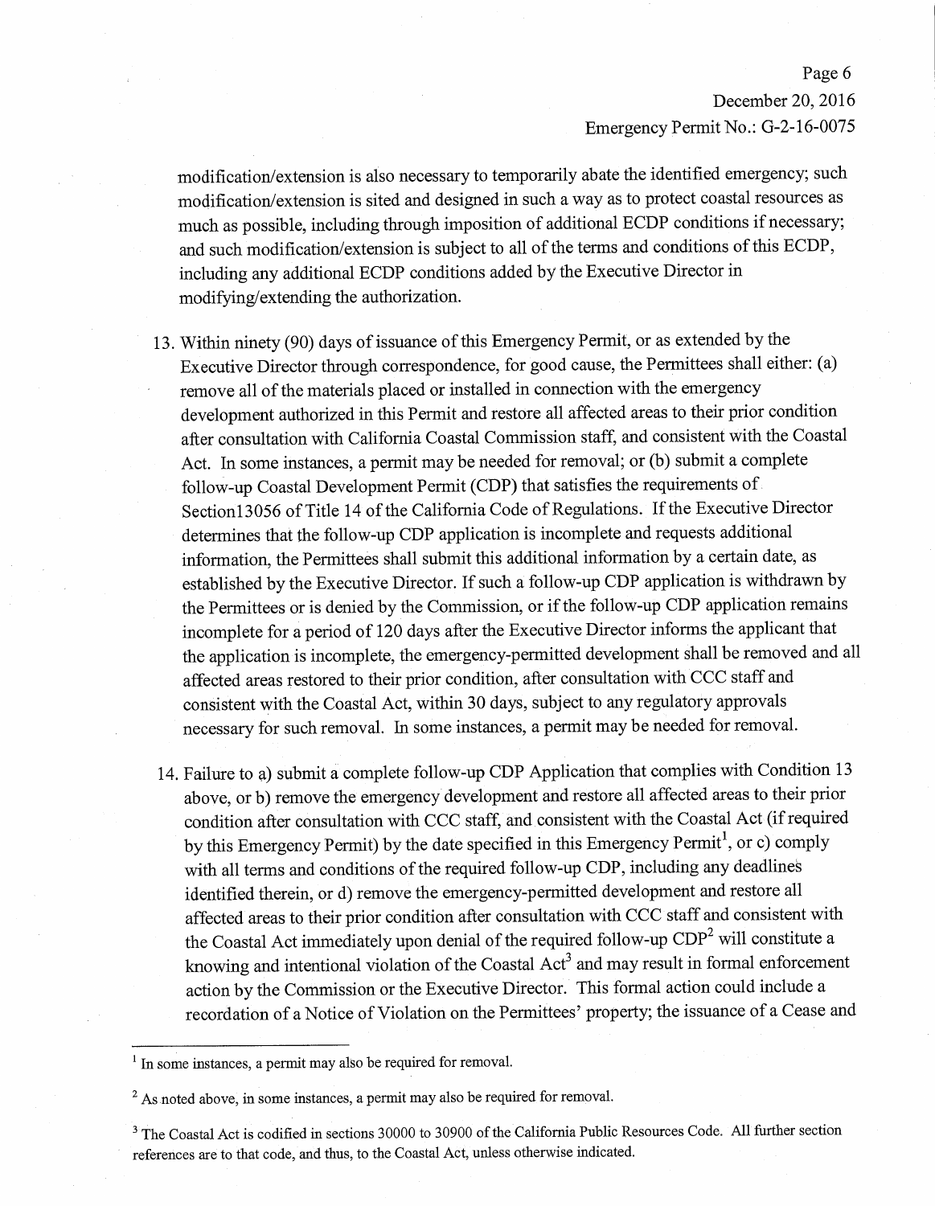modification/extension is also necessary to temporarily abate the identified emergency; such modification/extension is sited and designed in such a way as to protect coastal resources as much as possible, including through imposition of additional ECDP conditions if necessary; and such modification/extension is subject to all of the terms and conditions of this ECDP, including any additional ECDP conditions added by the Executive Director in modifying/extending the authorization.

13. Within ninety (90) days of issuance of this Emergency Permit, or as extended by the Executive Director through correspondence, for good cause, the Permittees shall either: (a) remove all of the materials placed or installed in connection with the emergency development authorized in this Permit and restore all affected areas to their prior condition after consultation with California Coastal Commission staff, and consistent with the Coastal Act. In some instances, a permit may be needed for removal; or (b) submit a complete follow-up Coastal Development Permit (CDP) that satisfies the requirements of Section13056 of Title 14 of the California Code of Regulations. If the Executive Director determines that the follow-up CDP application is incomplete and requests additional information, the Permittees shall submit this additional information by a certain date, as established by the Executive Director. If such a follow-up CDP application is withdrawn by the Permittees or is denied by the Commission, or if the follow-up CDP application remains incomplete for a period of 120 days after the Executive Director informs the applicant that the application is incomplete, the emergency-permitted development shall be removed and all affected areas restored to their prior condition, after consultation with CCC staff and consistent with the Coastal Act, within 30 days, subject to any regulatory approvals necessary for such removal. In some instances, a permit may be needed for removal.

14. Failure to a) submit a complete follow-up CDP Application that complies with Condition 13 above, or b) remove the emergency development and restore all affected areas to their prior condition after consultation with CCC staff, and consistent with the Coastal Act (if required by this Emergency Permit) by the date specified in this Emergency Permit[1], or c) comply with all terms and conditions of the required follow-up CDP, including any deadlines identified therein, or d) remove the emergency-permitted development and restore all affected areas to their prior condition after consultation with CCC staff and consistent with the Coastal Act immediately upon denial of the required follow-up CDP[2] will constitute a knowing and intentional violation of the Coastal Act[3] and may result in formal enforcement action by the Commission or the Executive Director. This formal action could include a recordation of a Notice of Violation on the Permittees' property; the issuance of a Cease and

---

[1] In some instances, a permit may also be required for removal.

[2] As noted above, in some instances, a permit may also be required for removal.

[3] The Coastal Act is codified in sections 30000 to 30900 of the California Public Resources Code. All further section references are to that code, and thus, to the Coastal Act, unless otherwise indicated.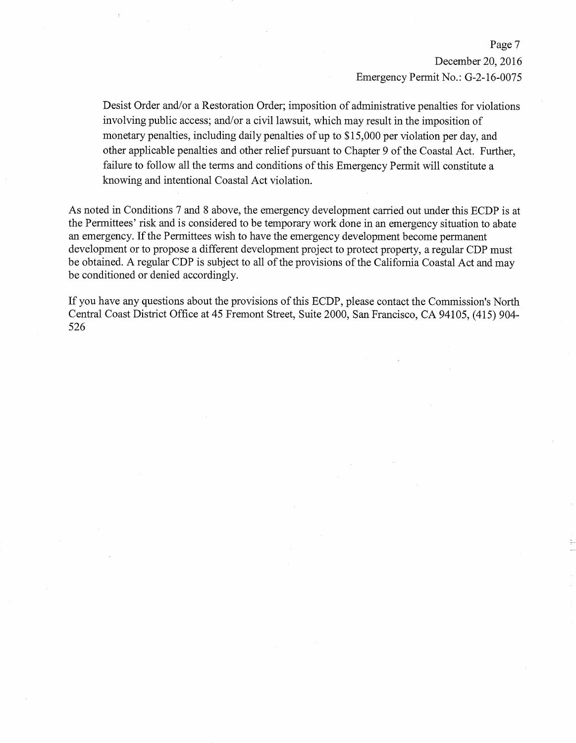Desist Order and/or a Restoration Order; imposition of administrative penalties for violations involving public access; and/or a civil lawsuit, which may result in the imposition of monetary penalties, including daily penalties of up to $15,000 per violation per day, and other applicable penalties and other relief pursuant to Chapter 9 of the Coastal Act. Further, failure to follow all the terms and conditions of this Emergency Permit will constitute a knowing and intentional Coastal Act violation.

As noted in Conditions 7 and 8 above, the emergency development carried out under this ECDP is at the Permittees' risk and is considered to be temporary work done in an emergency situation to abate an emergency. If the Permittees wish to have the emergency development become permanent development or to propose a different development project to protect property, a regular CDP must be obtained. A regular CDP is subject to all of the provisions of the California Coastal Act and may be conditioned or denied accordingly.

If you have any questions about the provisions of this ECDP, please contact the Commission's North Central Coast District Office at 45 Fremont Street, Suite 2000, San Francisco, CA 94105, (415) 904-526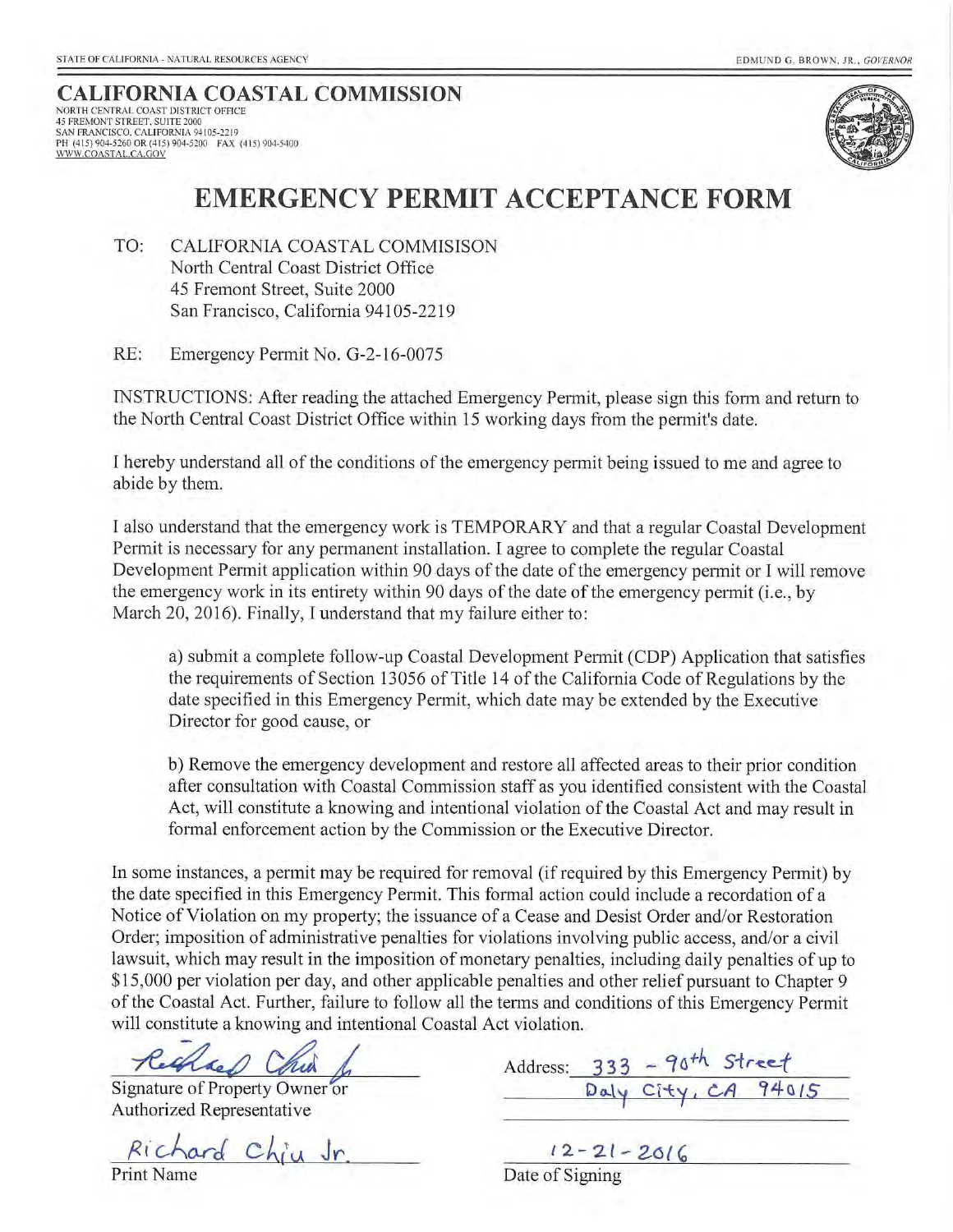STATE OF CALIFORNIA - NATURAL RESOURCES AGENCY

EDMUND G. BROWN, JR., *GOVERNOR*

**CALIFORNIA COASTAL COMMISSION**
NORTH CENTRAL COAST DISTRICT OFFICE
45 FREMONT STREET, SUITE 2000
SAN FRANCISCO, CALIFORNIA 94105-2219
PH (415) 904-5260 OR (415) 904-5200 FAX (415) 904-5400
WWW.COASTAL.CA.GOV

# EMERGENCY PERMIT ACCEPTANCE FORM

TO: CALIFORNIA COASTAL COMMISISON
North Central Coast District Office
45 Fremont Street, Suite 2000
San Francisco, California 94105-2219

RE: Emergency Permit No. G-2-16-0075

INSTRUCTIONS: After reading the attached Emergency Permit, please sign this form and return to the North Central Coast District Office within 15 working days from the permit's date.

I hereby understand all of the conditions of the emergency permit being issued to me and agree to abide by them.

I also understand that the emergency work is TEMPORARY and that a regular Coastal Development Permit is necessary for any permanent installation. I agree to complete the regular Coastal Development Permit application within 90 days of the date of the emergency permit or I will remove the emergency work in its entirety within 90 days of the date of the emergency permit (i.e., by March 20, 2016). Finally, I understand that my failure either to:

a) submit a complete follow-up Coastal Development Permit (CDP) Application that satisfies the requirements of Section 13056 of Title 14 of the California Code of Regulations by the date specified in this Emergency Permit, which date may be extended by the Executive Director for good cause, or

b) Remove the emergency development and restore all affected areas to their prior condition after consultation with Coastal Commission staff as you identified consistent with the Coastal Act, will constitute a knowing and intentional violation of the Coastal Act and may result in formal enforcement action by the Commission or the Executive Director.

In some instances, a permit may be required for removal (if required by this Emergency Permit) by the date specified in this Emergency Permit. This formal action could include a recordation of a Notice of Violation on my property; the issuance of a Cease and Desist Order and/or Restoration Order; imposition of administrative penalties for violations involving public access, and/or a civil lawsuit, which may result in the imposition of monetary penalties, including daily penalties of up to $15,000 per violation per day, and other applicable penalties and other relief pursuant to Chapter 9 of the Coastal Act. Further, failure to follow all the terms and conditions of this Emergency Permit will constitute a knowing and intentional Coastal Act violation.

Richard Chiu Jr.
Signature of Property Owner or Authorized Representative

Address: 333 - 90th Street
Daly City, CA 94015

Richard Chiu Jr.
Print Name

12-21-2016
Date of Signing